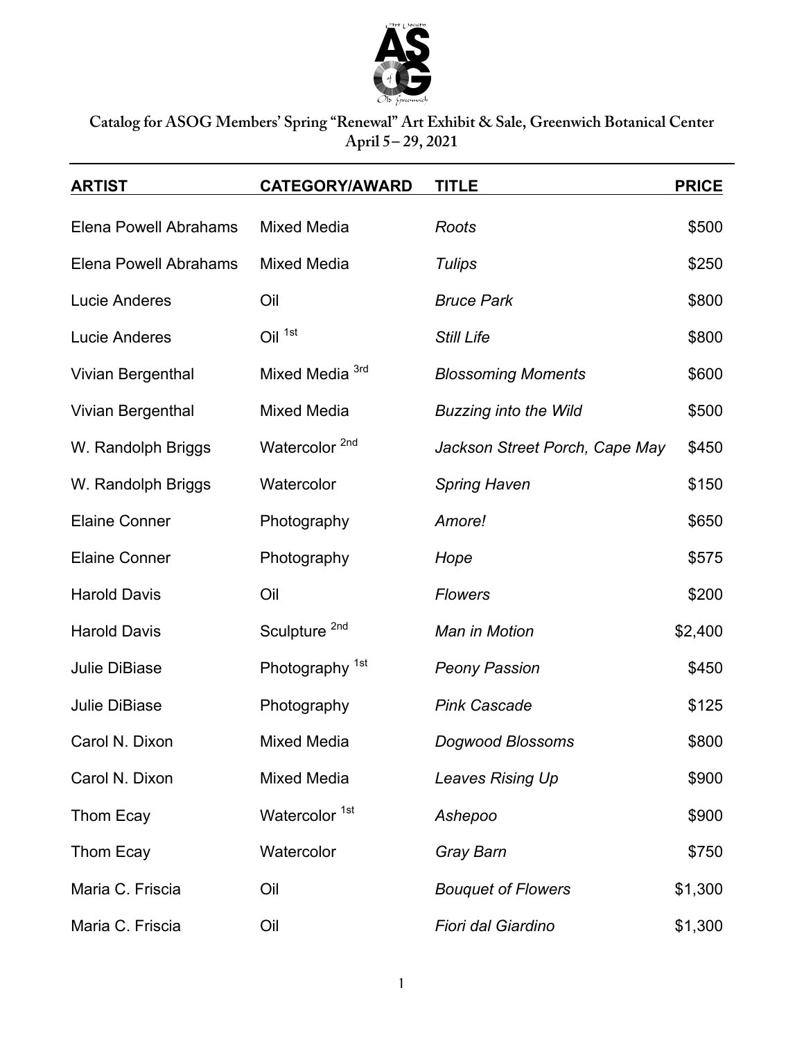# Catalog for ASOG Members' Spring "Renewal" Art Exhibit & Sale, Greenwich Botanical Center

April 5 – 29, 2021

| ARTIST | CATEGORY/AWARD | TITLE | PRICE |
|---|---|---|---|
| Elena Powell Abrahams | Mixed Media | *Roots* | $500 |
| Elena Powell Abrahams | Mixed Media | *Tulips* | $250 |
| Lucie Anderes | Oil | *Bruce Park* | $800 |
| Lucie Anderes | Oil 1st | *Still Life* | $800 |
| Vivian Bergenthal | Mixed Media 3rd | *Blossoming Moments* | $600 |
| Vivian Bergenthal | Mixed Media | *Buzzing into the Wild* | $500 |
| W. Randolph Briggs | Watercolor 2nd | *Jackson Street Porch, Cape May* | $450 |
| W. Randolph Briggs | Watercolor | *Spring Haven* | $150 |
| Elaine Conner | Photography | *Amore!* | $650 |
| Elaine Conner | Photography | *Hope* | $575 |
| Harold Davis | Oil | *Flowers* | $200 |
| Harold Davis | Sculpture 2nd | *Man in Motion* | $2,400 |
| Julie DiBiase | Photography 1st | *Peony Passion* | $450 |
| Julie DiBiase | Photography | *Pink Cascade* | $125 |
| Carol N. Dixon | Mixed Media | *Dogwood Blossoms* | $800 |
| Carol N. Dixon | Mixed Media | *Leaves Rising Up* | $900 |
| Thom Ecay | Watercolor 1st | *Ashepoo* | $900 |
| Thom Ecay | Watercolor | *Gray Barn* | $750 |
| Maria C. Friscia | Oil | *Bouquet of Flowers* | $1,300 |
| Maria C. Friscia | Oil | *Fiori dal Giardino* | $1,300 |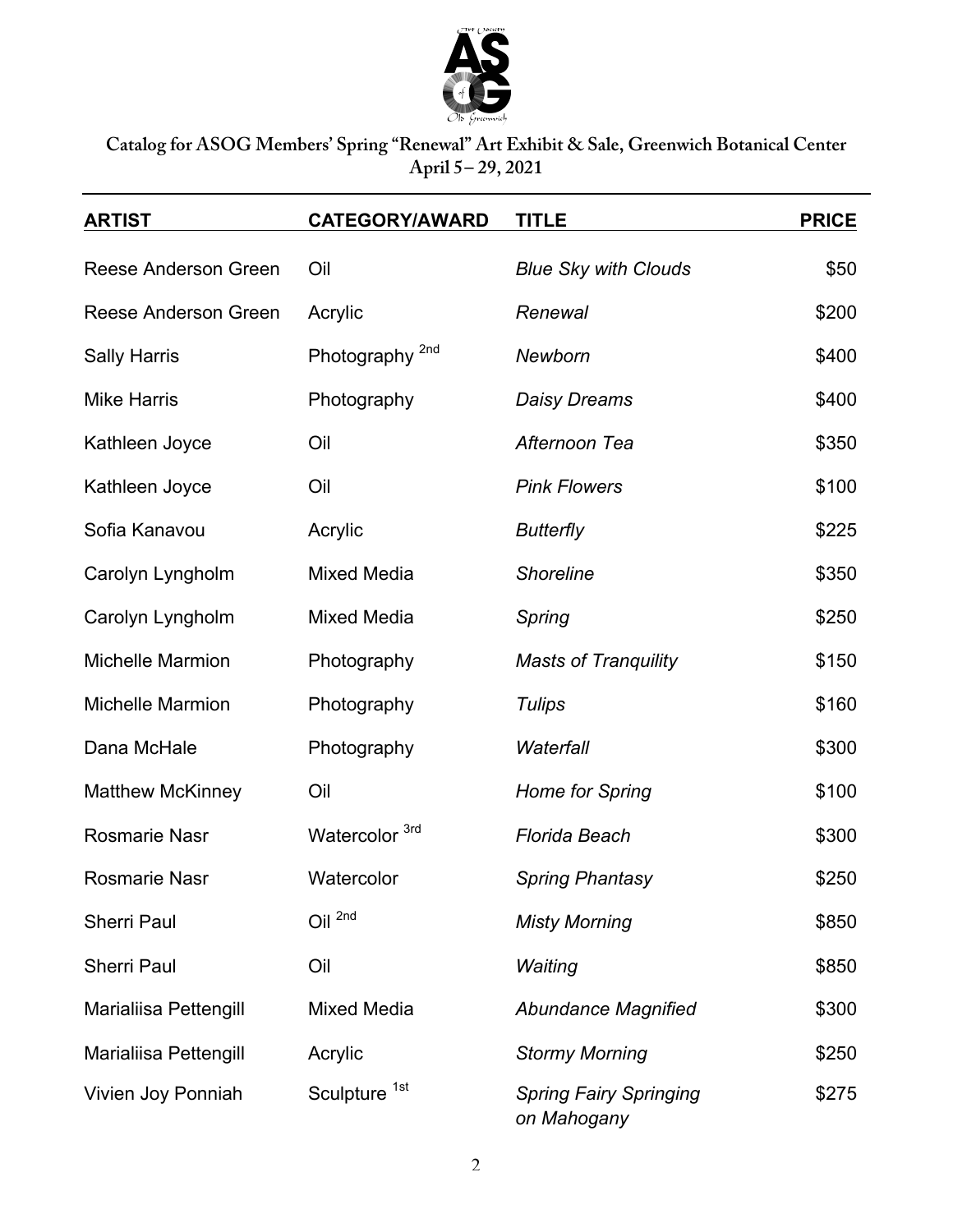Catalog for ASOG Members' Spring "Renewal" Art Exhibit & Sale, Greenwich Botanical Center
April 5 – 29, 2021

| ARTIST | CATEGORY/AWARD | TITLE | PRICE |
|---|---|---|---|
| Reese Anderson Green | Oil | *Blue Sky with Clouds* | $50 |
| Reese Anderson Green | Acrylic | *Renewal* | $200 |
| Sally Harris | Photography [2nd] | *Newborn* | $400 |
| Mike Harris | Photography | *Daisy Dreams* | $400 |
| Kathleen Joyce | Oil | *Afternoon Tea* | $350 |
| Kathleen Joyce | Oil | *Pink Flowers* | $100 |
| Sofia Kanavou | Acrylic | *Butterfly* | $225 |
| Carolyn Lyngholm | Mixed Media | *Shoreline* | $350 |
| Carolyn Lyngholm | Mixed Media | *Spring* | $250 |
| Michelle Marmion | Photography | *Masts of Tranquility* | $150 |
| Michelle Marmion | Photography | *Tulips* | $160 |
| Dana McHale | Photography | *Waterfall* | $300 |
| Matthew McKinney | Oil | *Home for Spring* | $100 |
| Rosmarie Nasr | Watercolor [3rd] | *Florida Beach* | $300 |
| Rosmarie Nasr | Watercolor | *Spring Phantasy* | $250 |
| Sherri Paul | Oil [2nd] | *Misty Morning* | $850 |
| Sherri Paul | Oil | *Waiting* | $850 |
| Marialiisa Pettengill | Mixed Media | *Abundance Magnified* | $300 |
| Marialiisa Pettengill | Acrylic | *Stormy Morning* | $250 |
| Vivien Joy Ponniah | Sculpture [1st] | *Spring Fairy Springing on Mahogany* | $275 |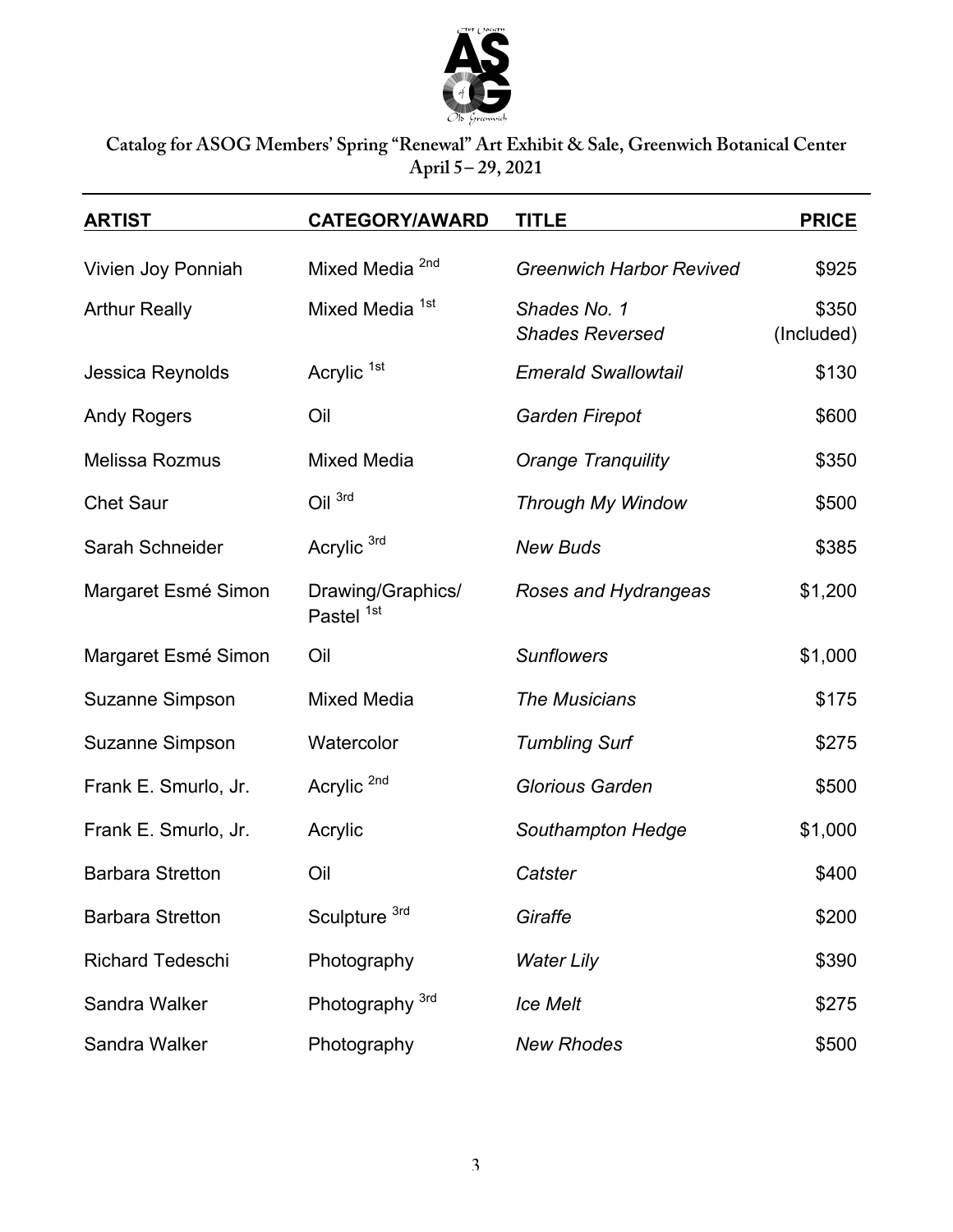Catalog for ASOG Members' Spring "Renewal" Art Exhibit & Sale, Greenwich Botanical Center
April 5 – 29, 2021

| ARTIST | CATEGORY/AWARD | TITLE | PRICE |
|---|---|---|---|
| Vivien Joy Ponniah | Mixed Media 2nd | *Greenwich Harbor Revived* | $925 |
| Arthur Really | Mixed Media 1st | *Shades No. 1* *Shades Reversed* | $350 (Included) |
| Jessica Reynolds | Acrylic 1st | *Emerald Swallowtail* | $130 |
| Andy Rogers | Oil | *Garden Firepot* | $600 |
| Melissa Rozmus | Mixed Media | *Orange Tranquility* | $350 |
| Chet Saur | Oil 3rd | *Through My Window* | $500 |
| Sarah Schneider | Acrylic 3rd | *New Buds* | $385 |
| Margaret Esmé Simon | Drawing/Graphics/ Pastel 1st | *Roses and Hydrangeas* | $1,200 |
| Margaret Esmé Simon | Oil | *Sunflowers* | $1,000 |
| Suzanne Simpson | Mixed Media | *The Musicians* | $175 |
| Suzanne Simpson | Watercolor | *Tumbling Surf* | $275 |
| Frank E. Smurlo, Jr. | Acrylic 2nd | *Glorious Garden* | $500 |
| Frank E. Smurlo, Jr. | Acrylic | *Southampton Hedge* | $1,000 |
| Barbara Stretton | Oil | *Catster* | $400 |
| Barbara Stretton | Sculpture 3rd | *Giraffe* | $200 |
| Richard Tedeschi | Photography | *Water Lily* | $390 |
| Sandra Walker | Photography 3rd | *Ice Melt* | $275 |
| Sandra Walker | Photography | *New Rhodes* | $500 |